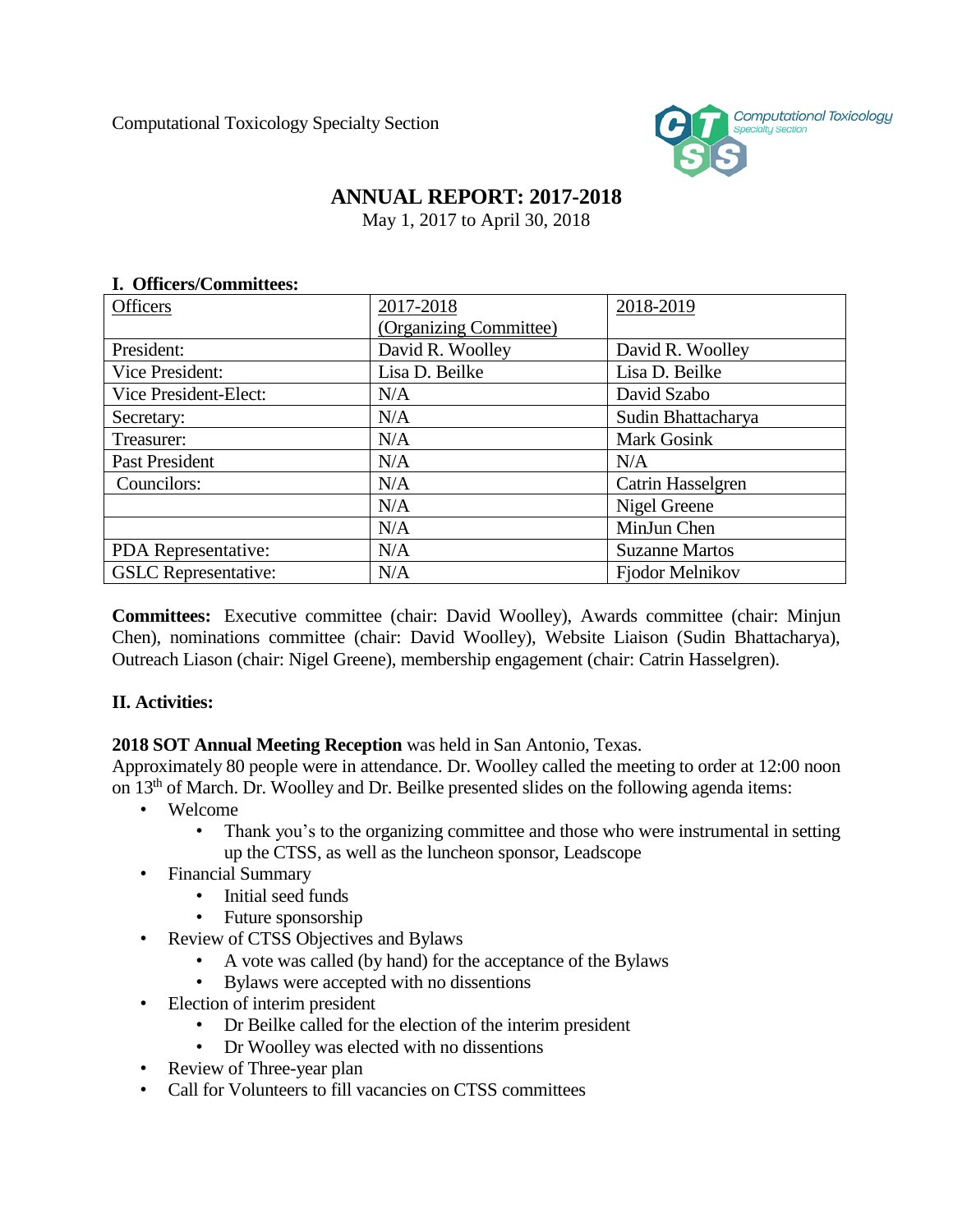Computational Toxicology Specialty Section

# ANNUAL REPORT: 2017-2018

May 1, 2017 to April 30, 2018

## I. Officers/Committees:

| Officers | 2017-2018 (Organizing Committee) | 2018-2019 |
|---|---|---|
| President: | David R. Woolley | David R. Woolley |
| Vice President: | Lisa D. Beilke | Lisa D. Beilke |
| Vice President-Elect: | N/A | David Szabo |
| Secretary: | N/A | Sudin Bhattacharya |
| Treasurer: | N/A | Mark Gosink |
| Past President | N/A | N/A |
| Councilors: | N/A | Catrin Hasselgren |
| | N/A | Nigel Greene |
| | N/A | MinJun Chen |
| PDA Representative: | N/A | Suzanne Martos |
| GSLC Representative: | N/A | Fjodor Melnikov |

**Committees:** Executive committee (chair: David Woolley), Awards committee (chair: Minjun Chen), nominations committee (chair: David Woolley), Website Liaison (Sudin Bhattacharya), Outreach Liason (chair: Nigel Greene), membership engagement (chair: Catrin Hasselgren).

## II. Activities:

**2018 SOT Annual Meeting Reception** was held in San Antonio, Texas.
Approximately 80 people were in attendance. Dr. Woolley called the meeting to order at 12:00 noon on 13th of March. Dr. Woolley and Dr. Beilke presented slides on the following agenda items:

- Welcome
  - Thank you's to the organizing committee and those who were instrumental in setting up the CTSS, as well as the luncheon sponsor, Leadscope
- Financial Summary
  - Initial seed funds
  - Future sponsorship
- Review of CTSS Objectives and Bylaws
  - A vote was called (by hand) for the acceptance of the Bylaws
  - Bylaws were accepted with no dissentions
- Election of interim president
  - Dr Beilke called for the election of the interim president
  - Dr Woolley was elected with no dissentions
- Review of Three-year plan
- Call for Volunteers to fill vacancies on CTSS committees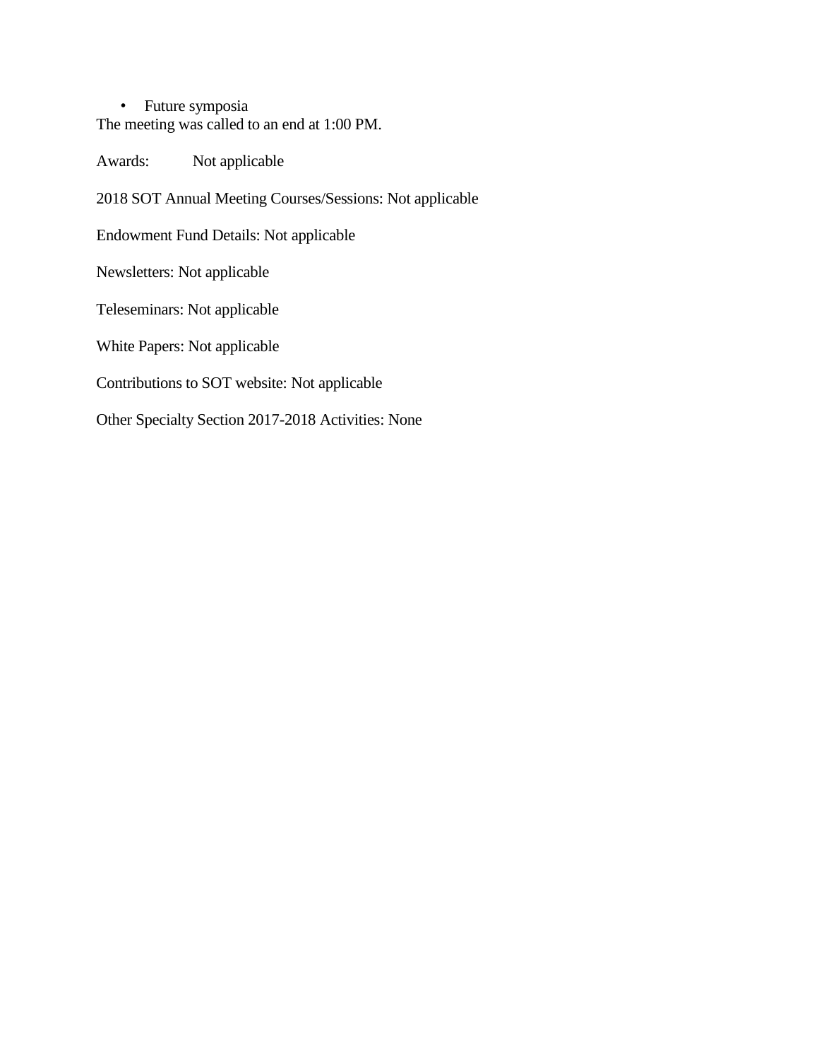- Future symposia

The meeting was called to an end at 1:00 PM.

Awards: Not applicable

2018 SOT Annual Meeting Courses/Sessions: Not applicable

Endowment Fund Details: Not applicable

Newsletters: Not applicable

Teleseminars: Not applicable

White Papers: Not applicable

Contributions to SOT website: Not applicable

Other Specialty Section 2017-2018 Activities: None